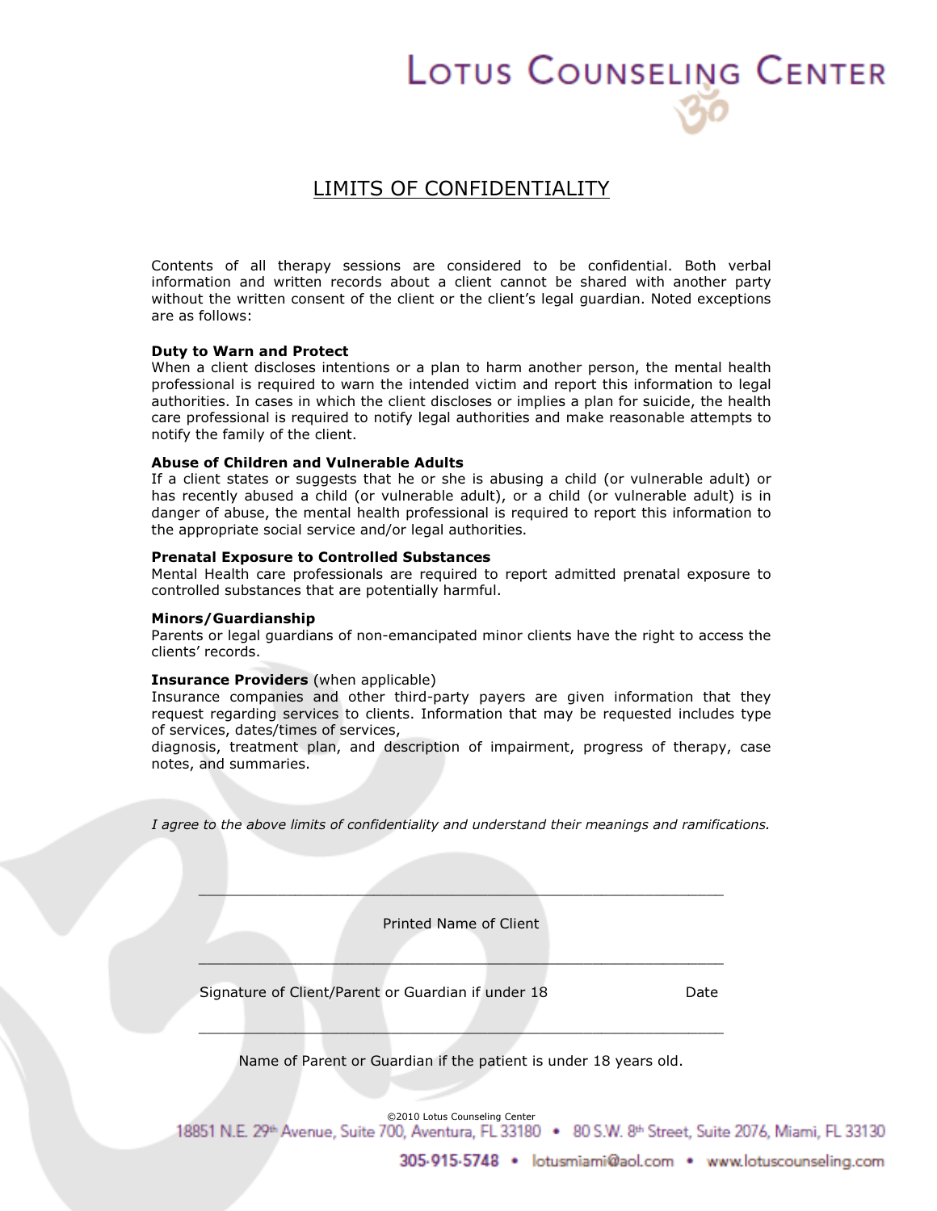# LOTUS COUNSELING CENTER

## LIMITS OF CONFIDENTIALITY

Contents of all therapy sessions are considered to be confidential. Both verbal information and written records about a client cannot be shared with another party without the written consent of the client or the client's legal guardian. Noted exceptions are as follows:

**Duty to Warn and Protect**
When a client discloses intentions or a plan to harm another person, the mental health professional is required to warn the intended victim and report this information to legal authorities. In cases in which the client discloses or implies a plan for suicide, the health care professional is required to notify legal authorities and make reasonable attempts to notify the family of the client.

**Abuse of Children and Vulnerable Adults**
If a client states or suggests that he or she is abusing a child (or vulnerable adult) or has recently abused a child (or vulnerable adult), or a child (or vulnerable adult) is in danger of abuse, the mental health professional is required to report this information to the appropriate social service and/or legal authorities.

**Prenatal Exposure to Controlled Substances**
Mental Health care professionals are required to report admitted prenatal exposure to controlled substances that are potentially harmful.

**Minors/Guardianship**
Parents or legal guardians of non-emancipated minor clients have the right to access the clients' records.

**Insurance Providers** (when applicable)
Insurance companies and other third-party payers are given information that they request regarding services to clients. Information that may be requested includes type of services, dates/times of services,
diagnosis, treatment plan, and description of impairment, progress of therapy, case notes, and summaries.

*I agree to the above limits of confidentiality and understand their meanings and ramifications.*

\_\_\_\_\_\_\_\_\_\_\_\_\_\_\_\_\_\_\_\_\_\_\_\_\_\_\_\_\_\_\_\_\_\_\_\_\_\_\_\_\_\_\_\_\_\_\_\_\_\_\_\_\_\_

Printed Name of Client

\_\_\_\_\_\_\_\_\_\_\_\_\_\_\_\_\_\_\_\_\_\_\_\_\_\_\_\_\_\_\_\_\_\_\_\_\_\_\_\_\_\_\_\_\_\_\_\_\_\_\_\_\_\_

Signature of Client/Parent or Guardian if under 18 Date

\_\_\_\_\_\_\_\_\_\_\_\_\_\_\_\_\_\_\_\_\_\_\_\_\_\_\_\_\_\_\_\_\_\_\_\_\_\_\_\_\_\_\_\_\_\_\_\_\_\_\_\_\_\_

Name of Parent or Guardian if the patient is under 18 years old.

©2010 Lotus Counseling Center
18851 N.E. 29th Avenue, Suite 700, Aventura, FL 33180 • 80 S.W. 8th Street, Suite 2076, Miami, FL 33130
305-915-5748 • lotusmiami@aol.com • www.lotuscounseling.com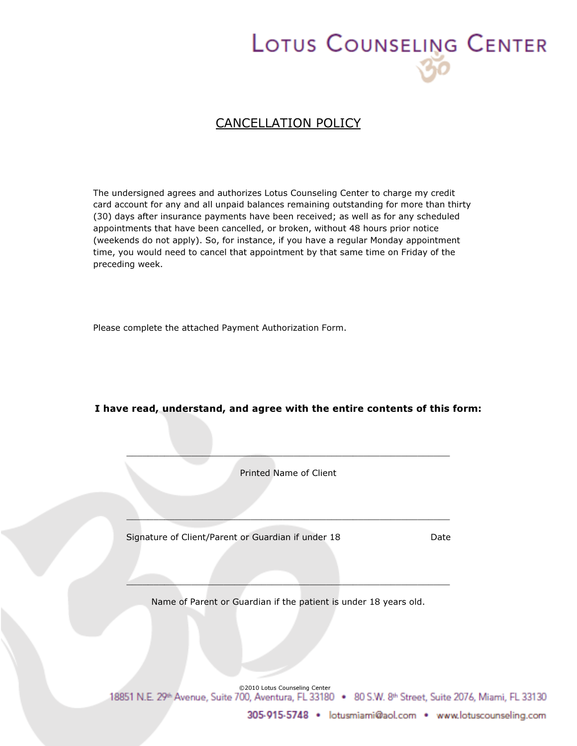# LOTUS COUNSELING CENTER

## CANCELLATION POLICY

The undersigned agrees and authorizes Lotus Counseling Center to charge my credit card account for any and all unpaid balances remaining outstanding for more than thirty (30) days after insurance payments have been received; as well as for any scheduled appointments that have been cancelled, or broken, without 48 hours prior notice (weekends do not apply). So, for instance, if you have a regular Monday appointment time, you would need to cancel that appointment by that same time on Friday of the preceding week.

Please complete the attached Payment Authorization Form.

**I have read, understand, and agree with the entire contents of this form:**

\_\_\_\_\_\_\_\_\_\_\_\_\_\_\_\_\_\_\_\_\_\_\_\_\_\_\_\_\_\_\_\_\_\_\_\_\_\_\_\_\_\_\_\_\_\_\_\_\_\_\_\_\_\_\_\_

Printed Name of Client

\_\_\_\_\_\_\_\_\_\_\_\_\_\_\_\_\_\_\_\_\_\_\_\_\_\_\_\_\_\_\_\_\_\_\_\_\_\_\_\_\_\_\_\_\_\_\_\_\_\_\_\_\_\_\_\_

Signature of Client/Parent or Guardian if under 18 Date

\_\_\_\_\_\_\_\_\_\_\_\_\_\_\_\_\_\_\_\_\_\_\_\_\_\_\_\_\_\_\_\_\_\_\_\_\_\_\_\_\_\_\_\_\_\_\_\_\_\_\_\_\_\_\_\_

Name of Parent or Guardian if the patient is under 18 years old.

©2010 Lotus Counseling Center

18851 N.E. 29th Avenue, Suite 700, Aventura, FL 33180 • 80 S.W. 8th Street, Suite 2076, Miami, FL 33130

305-915-5748 • lotusmiami@aol.com • www.lotuscounseling.com